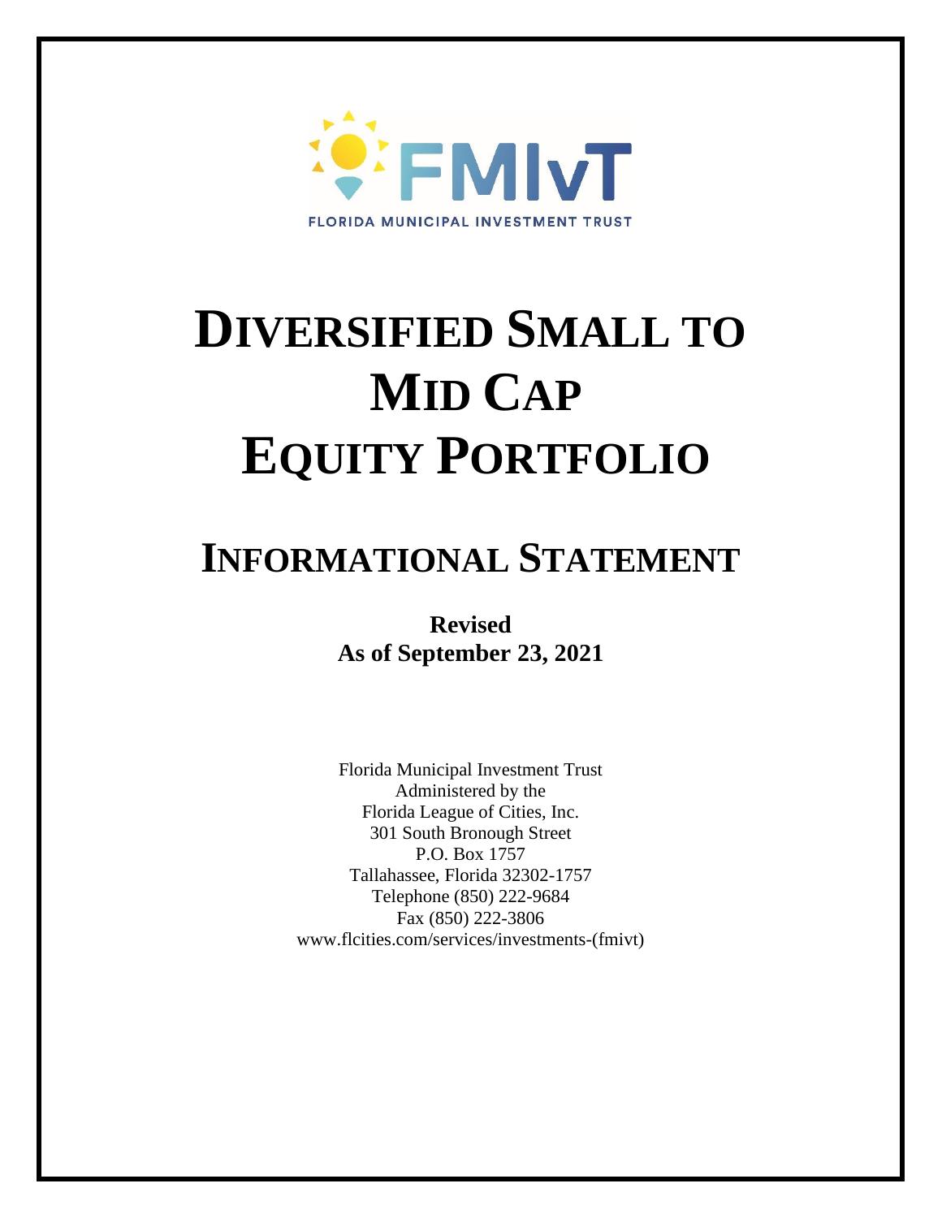FMIvT

FLORIDA MUNICIPAL INVESTMENT TRUST

# DIVERSIFIED SMALL TO MID CAP EQUITY PORTFOLIO

# INFORMATIONAL STATEMENT

**Revised**
**As of September 23, 2021**

Florida Municipal Investment Trust
Administered by the
Florida League of Cities, Inc.
301 South Bronough Street
P.O. Box 1757
Tallahassee, Florida 32302-1757
Telephone (850) 222-9684
Fax (850) 222-3806
www.flcities.com/services/investments-(fmivt)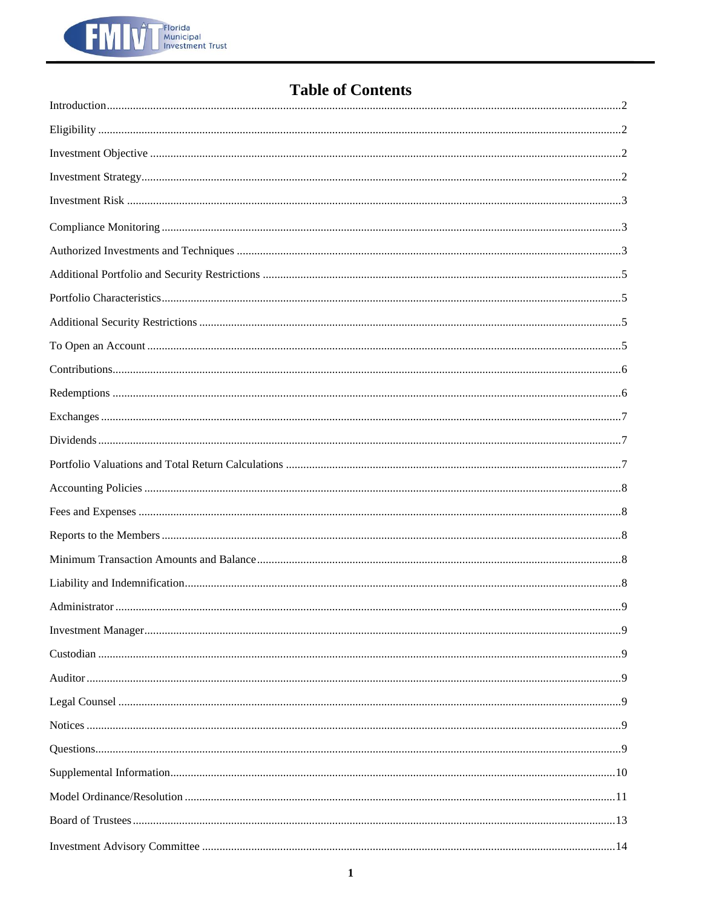# Table of Contents

Introduction....................2

Eligibility....................2

Investment Objective....................2

Investment Strategy....................2

Investment Risk....................3

Compliance Monitoring....................3

Authorized Investments and Techniques....................3

Additional Portfolio and Security Restrictions....................5

Portfolio Characteristics....................5

Additional Security Restrictions....................5

To Open an Account....................5

Contributions....................6

Redemptions....................6

Exchanges....................7

Dividends....................7

Portfolio Valuations and Total Return Calculations....................7

Accounting Policies....................8

Fees and Expenses....................8

Reports to the Members....................8

Minimum Transaction Amounts and Balance....................8

Liability and Indemnification....................8

Administrator....................9

Investment Manager....................9

Custodian....................9

Auditor....................9

Legal Counsel....................9

Notices....................9

Questions....................9

Supplemental Information....................10

Model Ordinance/Resolution....................11

Board of Trustees....................13

Investment Advisory Committee....................14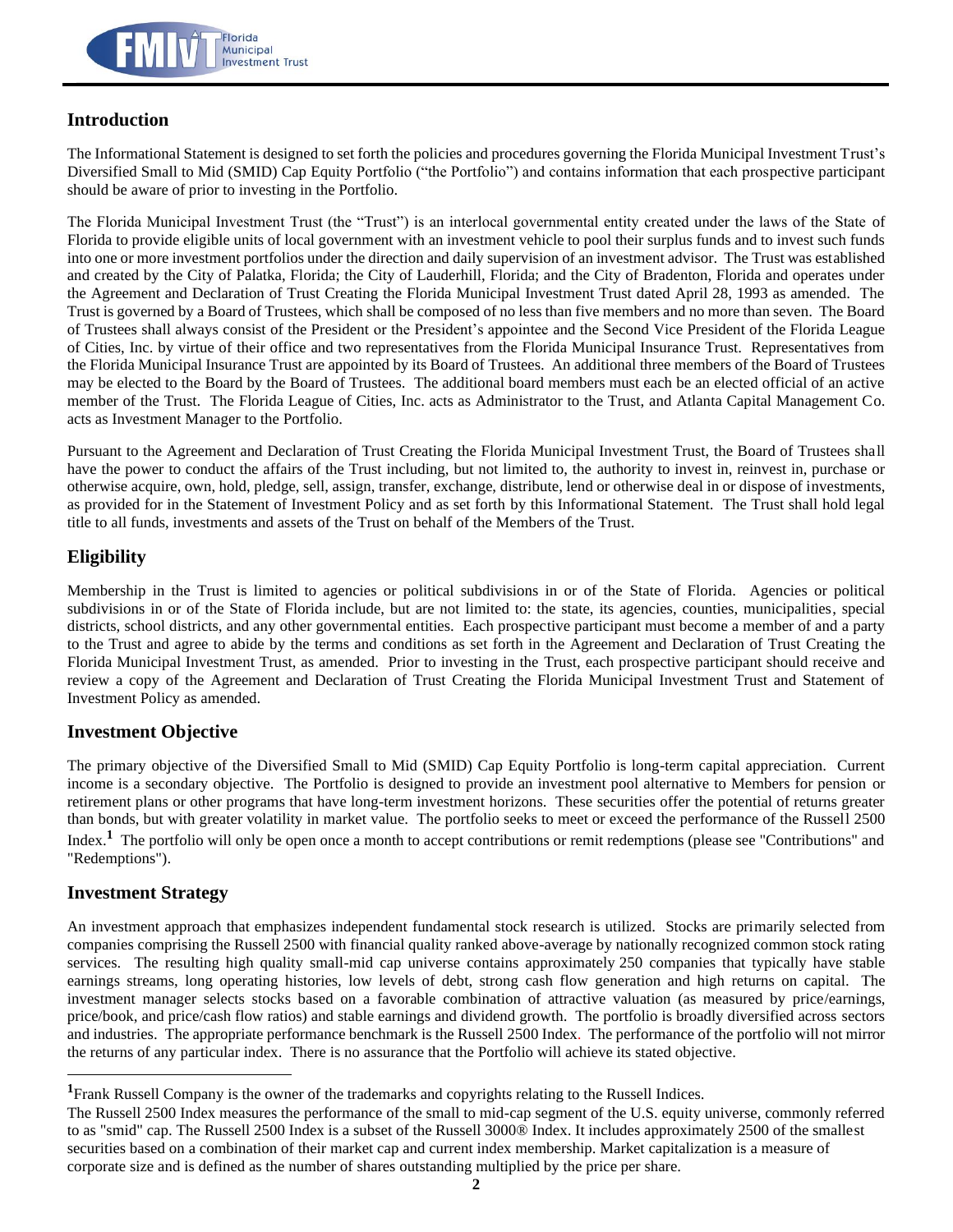## Introduction

The Informational Statement is designed to set forth the policies and procedures governing the Florida Municipal Investment Trust's Diversified Small to Mid (SMID) Cap Equity Portfolio ("the Portfolio") and contains information that each prospective participant should be aware of prior to investing in the Portfolio.

The Florida Municipal Investment Trust (the "Trust") is an interlocal governmental entity created under the laws of the State of Florida to provide eligible units of local government with an investment vehicle to pool their surplus funds and to invest such funds into one or more investment portfolios under the direction and daily supervision of an investment advisor. The Trust was established and created by the City of Palatka, Florida; the City of Lauderhill, Florida; and the City of Bradenton, Florida and operates under the Agreement and Declaration of Trust Creating the Florida Municipal Investment Trust dated April 28, 1993 as amended. The Trust is governed by a Board of Trustees, which shall be composed of no less than five members and no more than seven. The Board of Trustees shall always consist of the President or the President's appointee and the Second Vice President of the Florida League of Cities, Inc. by virtue of their office and two representatives from the Florida Municipal Insurance Trust. Representatives from the Florida Municipal Insurance Trust are appointed by its Board of Trustees. An additional three members of the Board of Trustees may be elected to the Board by the Board of Trustees. The additional board members must each be an elected official of an active member of the Trust. The Florida League of Cities, Inc. acts as Administrator to the Trust, and Atlanta Capital Management Co. acts as Investment Manager to the Portfolio.

Pursuant to the Agreement and Declaration of Trust Creating the Florida Municipal Investment Trust, the Board of Trustees shall have the power to conduct the affairs of the Trust including, but not limited to, the authority to invest in, reinvest in, purchase or otherwise acquire, own, hold, pledge, sell, assign, transfer, exchange, distribute, lend or otherwise deal in or dispose of investments, as provided for in the Statement of Investment Policy and as set forth by this Informational Statement. The Trust shall hold legal title to all funds, investments and assets of the Trust on behalf of the Members of the Trust.

## Eligibility

Membership in the Trust is limited to agencies or political subdivisions in or of the State of Florida. Agencies or political subdivisions in or of the State of Florida include, but are not limited to: the state, its agencies, counties, municipalities, special districts, school districts, and any other governmental entities. Each prospective participant must become a member of and a party to the Trust and agree to abide by the terms and conditions as set forth in the Agreement and Declaration of Trust Creating the Florida Municipal Investment Trust, as amended. Prior to investing in the Trust, each prospective participant should receive and review a copy of the Agreement and Declaration of Trust Creating the Florida Municipal Investment Trust and Statement of Investment Policy as amended.

## Investment Objective

The primary objective of the Diversified Small to Mid (SMID) Cap Equity Portfolio is long-term capital appreciation. Current income is a secondary objective. The Portfolio is designed to provide an investment pool alternative to Members for pension or retirement plans or other programs that have long-term investment horizons. These securities offer the potential of returns greater than bonds, but with greater volatility in market value. The portfolio seeks to meet or exceed the performance of the Russell 2500 Index.[1] The portfolio will only be open once a month to accept contributions or remit redemptions (please see "Contributions" and "Redemptions").

## Investment Strategy

An investment approach that emphasizes independent fundamental stock research is utilized. Stocks are primarily selected from companies comprising the Russell 2500 with financial quality ranked above-average by nationally recognized common stock rating services. The resulting high quality small-mid cap universe contains approximately 250 companies that typically have stable earnings streams, long operating histories, low levels of debt, strong cash flow generation and high returns on capital. The investment manager selects stocks based on a favorable combination of attractive valuation (as measured by price/earnings, price/book, and price/cash flow ratios) and stable earnings and dividend growth. The portfolio is broadly diversified across sectors and industries. The appropriate performance benchmark is the Russell 2500 Index. The performance of the portfolio will not mirror the returns of any particular index. There is no assurance that the Portfolio will achieve its stated objective.

---

[1] Frank Russell Company is the owner of the trademarks and copyrights relating to the Russell Indices.

The Russell 2500 Index measures the performance of the small to mid-cap segment of the U.S. equity universe, commonly referred to as "smid" cap. The Russell 2500 Index is a subset of the Russell 3000® Index. It includes approximately 2500 of the smallest securities based on a combination of their market cap and current index membership. Market capitalization is a measure of corporate size and is defined as the number of shares outstanding multiplied by the price per share.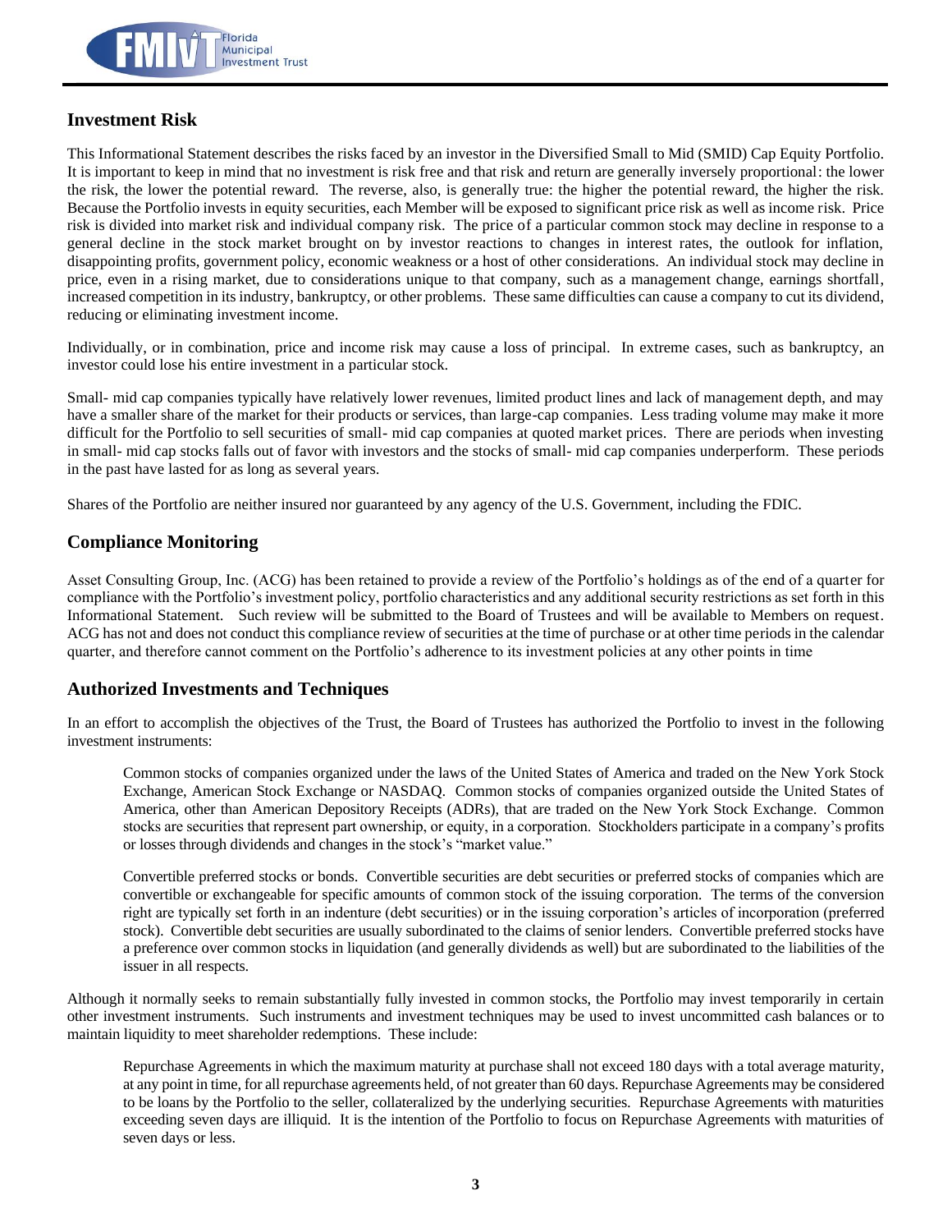## Investment Risk

This Informational Statement describes the risks faced by an investor in the Diversified Small to Mid (SMID) Cap Equity Portfolio. It is important to keep in mind that no investment is risk free and that risk and return are generally inversely proportional: the lower the risk, the lower the potential reward. The reverse, also, is generally true: the higher the potential reward, the higher the risk. Because the Portfolio invests in equity securities, each Member will be exposed to significant price risk as well as income risk. Price risk is divided into market risk and individual company risk. The price of a particular common stock may decline in response to a general decline in the stock market brought on by investor reactions to changes in interest rates, the outlook for inflation, disappointing profits, government policy, economic weakness or a host of other considerations. An individual stock may decline in price, even in a rising market, due to considerations unique to that company, such as a management change, earnings shortfall, increased competition in its industry, bankruptcy, or other problems. These same difficulties can cause a company to cut its dividend, reducing or eliminating investment income.

Individually, or in combination, price and income risk may cause a loss of principal. In extreme cases, such as bankruptcy, an investor could lose his entire investment in a particular stock.

Small- mid cap companies typically have relatively lower revenues, limited product lines and lack of management depth, and may have a smaller share of the market for their products or services, than large-cap companies. Less trading volume may make it more difficult for the Portfolio to sell securities of small- mid cap companies at quoted market prices. There are periods when investing in small- mid cap stocks falls out of favor with investors and the stocks of small- mid cap companies underperform. These periods in the past have lasted for as long as several years.

Shares of the Portfolio are neither insured nor guaranteed by any agency of the U.S. Government, including the FDIC.

## Compliance Monitoring

Asset Consulting Group, Inc. (ACG) has been retained to provide a review of the Portfolio's holdings as of the end of a quarter for compliance with the Portfolio's investment policy, portfolio characteristics and any additional security restrictions as set forth in this Informational Statement. Such review will be submitted to the Board of Trustees and will be available to Members on request. ACG has not and does not conduct this compliance review of securities at the time of purchase or at other time periods in the calendar quarter, and therefore cannot comment on the Portfolio's adherence to its investment policies at any other points in time

## Authorized Investments and Techniques

In an effort to accomplish the objectives of the Trust, the Board of Trustees has authorized the Portfolio to invest in the following investment instruments:

> Common stocks of companies organized under the laws of the United States of America and traded on the New York Stock Exchange, American Stock Exchange or NASDAQ. Common stocks of companies organized outside the United States of America, other than American Depository Receipts (ADRs), that are traded on the New York Stock Exchange. Common stocks are securities that represent part ownership, or equity, in a corporation. Stockholders participate in a company's profits or losses through dividends and changes in the stock's "market value."
>
> Convertible preferred stocks or bonds. Convertible securities are debt securities or preferred stocks of companies which are convertible or exchangeable for specific amounts of common stock of the issuing corporation. The terms of the conversion right are typically set forth in an indenture (debt securities) or in the issuing corporation's articles of incorporation (preferred stock). Convertible debt securities are usually subordinated to the claims of senior lenders. Convertible preferred stocks have a preference over common stocks in liquidation (and generally dividends as well) but are subordinated to the liabilities of the issuer in all respects.

Although it normally seeks to remain substantially fully invested in common stocks, the Portfolio may invest temporarily in certain other investment instruments. Such instruments and investment techniques may be used to invest uncommitted cash balances or to maintain liquidity to meet shareholder redemptions. These include:

> Repurchase Agreements in which the maximum maturity at purchase shall not exceed 180 days with a total average maturity, at any point in time, for all repurchase agreements held, of not greater than 60 days. Repurchase Agreements may be considered to be loans by the Portfolio to the seller, collateralized by the underlying securities. Repurchase Agreements with maturities exceeding seven days are illiquid. It is the intention of the Portfolio to focus on Repurchase Agreements with maturities of seven days or less.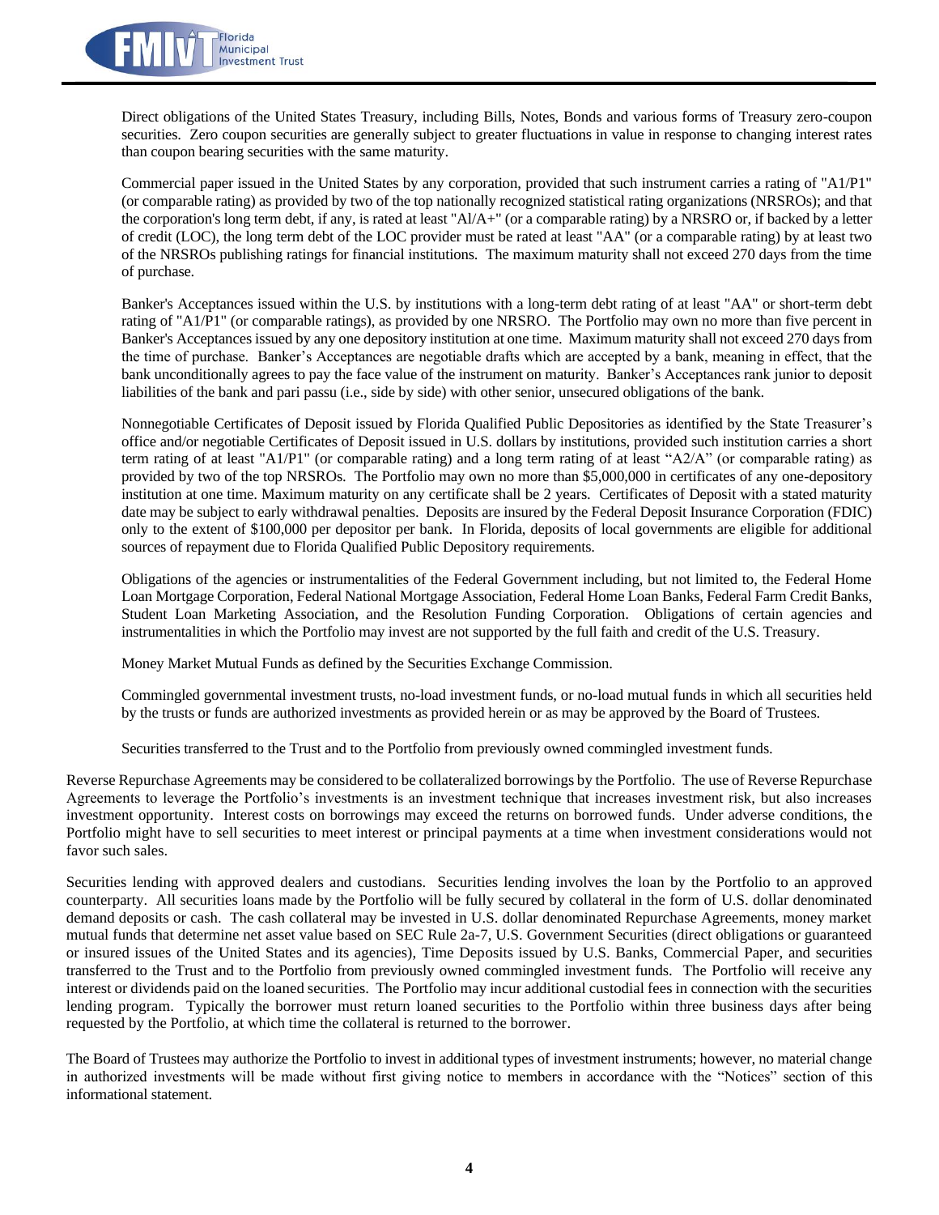Direct obligations of the United States Treasury, including Bills, Notes, Bonds and various forms of Treasury zero-coupon securities. Zero coupon securities are generally subject to greater fluctuations in value in response to changing interest rates than coupon bearing securities with the same maturity.

Commercial paper issued in the United States by any corporation, provided that such instrument carries a rating of "A1/P1" (or comparable rating) as provided by two of the top nationally recognized statistical rating organizations (NRSROs); and that the corporation's long term debt, if any, is rated at least "Al/A+" (or a comparable rating) by a NRSRO or, if backed by a letter of credit (LOC), the long term debt of the LOC provider must be rated at least "AA" (or a comparable rating) by at least two of the NRSROs publishing ratings for financial institutions. The maximum maturity shall not exceed 270 days from the time of purchase.

Banker's Acceptances issued within the U.S. by institutions with a long-term debt rating of at least "AA" or short-term debt rating of "A1/P1" (or comparable ratings), as provided by one NRSRO. The Portfolio may own no more than five percent in Banker's Acceptances issued by any one depository institution at one time. Maximum maturity shall not exceed 270 days from the time of purchase. Banker's Acceptances are negotiable drafts which are accepted by a bank, meaning in effect, that the bank unconditionally agrees to pay the face value of the instrument on maturity. Banker's Acceptances rank junior to deposit liabilities of the bank and pari passu (i.e., side by side) with other senior, unsecured obligations of the bank.

Nonnegotiable Certificates of Deposit issued by Florida Qualified Public Depositories as identified by the State Treasurer's office and/or negotiable Certificates of Deposit issued in U.S. dollars by institutions, provided such institution carries a short term rating of at least "A1/P1" (or comparable rating) and a long term rating of at least "A2/A" (or comparable rating) as provided by two of the top NRSROs. The Portfolio may own no more than $5,000,000 in certificates of any one-depository institution at one time. Maximum maturity on any certificate shall be 2 years. Certificates of Deposit with a stated maturity date may be subject to early withdrawal penalties. Deposits are insured by the Federal Deposit Insurance Corporation (FDIC) only to the extent of $100,000 per depositor per bank. In Florida, deposits of local governments are eligible for additional sources of repayment due to Florida Qualified Public Depository requirements.

Obligations of the agencies or instrumentalities of the Federal Government including, but not limited to, the Federal Home Loan Mortgage Corporation, Federal National Mortgage Association, Federal Home Loan Banks, Federal Farm Credit Banks, Student Loan Marketing Association, and the Resolution Funding Corporation. Obligations of certain agencies and instrumentalities in which the Portfolio may invest are not supported by the full faith and credit of the U.S. Treasury.

Money Market Mutual Funds as defined by the Securities Exchange Commission.

Commingled governmental investment trusts, no-load investment funds, or no-load mutual funds in which all securities held by the trusts or funds are authorized investments as provided herein or as may be approved by the Board of Trustees.

Securities transferred to the Trust and to the Portfolio from previously owned commingled investment funds.

Reverse Repurchase Agreements may be considered to be collateralized borrowings by the Portfolio. The use of Reverse Repurchase Agreements to leverage the Portfolio's investments is an investment technique that increases investment risk, but also increases investment opportunity. Interest costs on borrowings may exceed the returns on borrowed funds. Under adverse conditions, the Portfolio might have to sell securities to meet interest or principal payments at a time when investment considerations would not favor such sales.

Securities lending with approved dealers and custodians. Securities lending involves the loan by the Portfolio to an approved counterparty. All securities loans made by the Portfolio will be fully secured by collateral in the form of U.S. dollar denominated demand deposits or cash. The cash collateral may be invested in U.S. dollar denominated Repurchase Agreements, money market mutual funds that determine net asset value based on SEC Rule 2a-7, U.S. Government Securities (direct obligations or guaranteed or insured issues of the United States and its agencies), Time Deposits issued by U.S. Banks, Commercial Paper, and securities transferred to the Trust and to the Portfolio from previously owned commingled investment funds. The Portfolio will receive any interest or dividends paid on the loaned securities. The Portfolio may incur additional custodial fees in connection with the securities lending program. Typically the borrower must return loaned securities to the Portfolio within three business days after being requested by the Portfolio, at which time the collateral is returned to the borrower.

The Board of Trustees may authorize the Portfolio to invest in additional types of investment instruments; however, no material change in authorized investments will be made without first giving notice to members in accordance with the "Notices" section of this informational statement.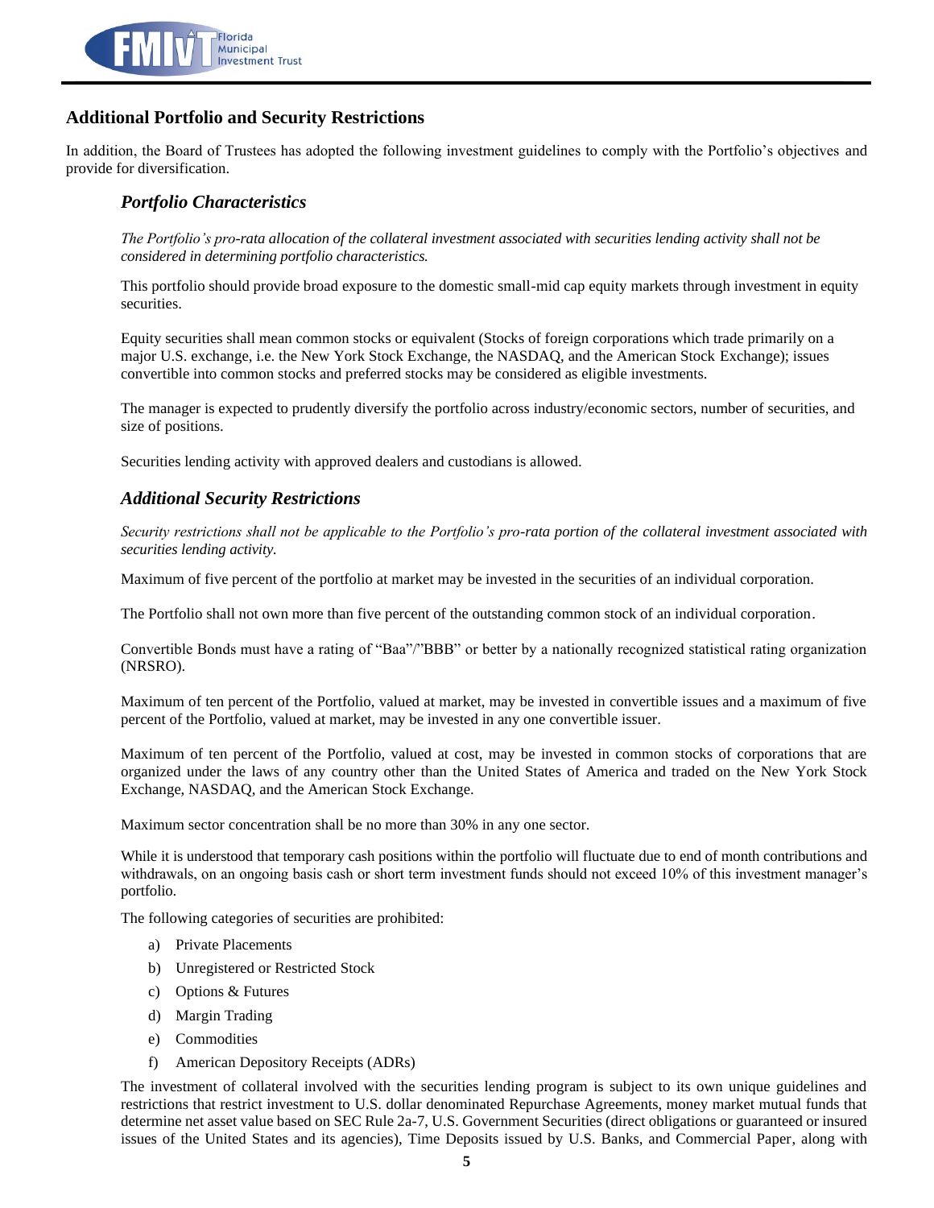## Additional Portfolio and Security Restrictions

In addition, the Board of Trustees has adopted the following investment guidelines to comply with the Portfolio's objectives and provide for diversification.

### *Portfolio Characteristics*

*The Portfolio's pro-rata allocation of the collateral investment associated with securities lending activity shall not be considered in determining portfolio characteristics.*

This portfolio should provide broad exposure to the domestic small-mid cap equity markets through investment in equity securities.

Equity securities shall mean common stocks or equivalent (Stocks of foreign corporations which trade primarily on a major U.S. exchange, i.e. the New York Stock Exchange, the NASDAQ, and the American Stock Exchange); issues convertible into common stocks and preferred stocks may be considered as eligible investments.

The manager is expected to prudently diversify the portfolio across industry/economic sectors, number of securities, and size of positions.

Securities lending activity with approved dealers and custodians is allowed.

### *Additional Security Restrictions*

*Security restrictions shall not be applicable to the Portfolio's pro-rata portion of the collateral investment associated with securities lending activity.*

Maximum of five percent of the portfolio at market may be invested in the securities of an individual corporation.

The Portfolio shall not own more than five percent of the outstanding common stock of an individual corporation.

Convertible Bonds must have a rating of "Baa"/"BBB" or better by a nationally recognized statistical rating organization (NRSRO).

Maximum of ten percent of the Portfolio, valued at market, may be invested in convertible issues and a maximum of five percent of the Portfolio, valued at market, may be invested in any one convertible issuer.

Maximum of ten percent of the Portfolio, valued at cost, may be invested in common stocks of corporations that are organized under the laws of any country other than the United States of America and traded on the New York Stock Exchange, NASDAQ, and the American Stock Exchange.

Maximum sector concentration shall be no more than 30% in any one sector.

While it is understood that temporary cash positions within the portfolio will fluctuate due to end of month contributions and withdrawals, on an ongoing basis cash or short term investment funds should not exceed 10% of this investment manager's portfolio.

The following categories of securities are prohibited:

a) Private Placements
b) Unregistered or Restricted Stock
c) Options & Futures
d) Margin Trading
e) Commodities
f) American Depository Receipts (ADRs)

The investment of collateral involved with the securities lending program is subject to its own unique guidelines and restrictions that restrict investment to U.S. dollar denominated Repurchase Agreements, money market mutual funds that determine net asset value based on SEC Rule 2a-7, U.S. Government Securities (direct obligations or guaranteed or insured issues of the United States and its agencies), Time Deposits issued by U.S. Banks, and Commercial Paper, along with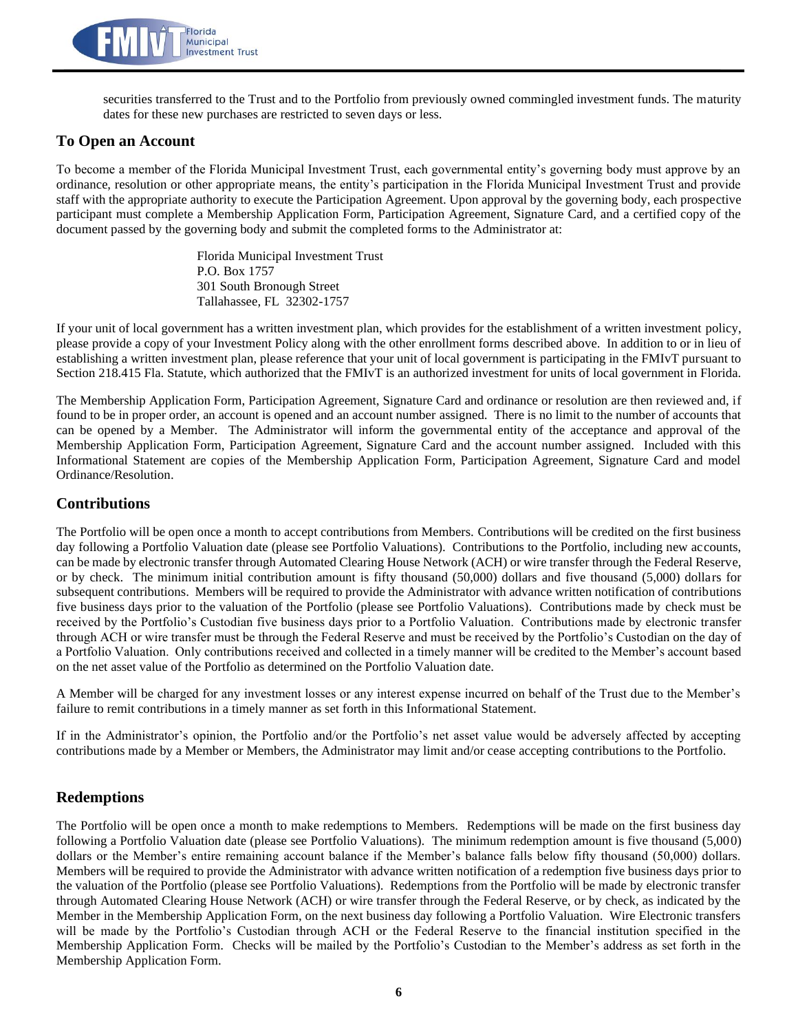securities transferred to the Trust and to the Portfolio from previously owned commingled investment funds. The maturity dates for these new purchases are restricted to seven days or less.

## To Open an Account

To become a member of the Florida Municipal Investment Trust, each governmental entity's governing body must approve by an ordinance, resolution or other appropriate means, the entity's participation in the Florida Municipal Investment Trust and provide staff with the appropriate authority to execute the Participation Agreement. Upon approval by the governing body, each prospective participant must complete a Membership Application Form, Participation Agreement, Signature Card, and a certified copy of the document passed by the governing body and submit the completed forms to the Administrator at:

Florida Municipal Investment Trust
P.O. Box 1757
301 South Bronough Street
Tallahassee, FL 32302-1757

If your unit of local government has a written investment plan, which provides for the establishment of a written investment policy, please provide a copy of your Investment Policy along with the other enrollment forms described above. In addition to or in lieu of establishing a written investment plan, please reference that your unit of local government is participating in the FMIvT pursuant to Section 218.415 Fla. Statute, which authorized that the FMIvT is an authorized investment for units of local government in Florida.

The Membership Application Form, Participation Agreement, Signature Card and ordinance or resolution are then reviewed and, if found to be in proper order, an account is opened and an account number assigned. There is no limit to the number of accounts that can be opened by a Member. The Administrator will inform the governmental entity of the acceptance and approval of the Membership Application Form, Participation Agreement, Signature Card and the account number assigned. Included with this Informational Statement are copies of the Membership Application Form, Participation Agreement, Signature Card and model Ordinance/Resolution.

## Contributions

The Portfolio will be open once a month to accept contributions from Members. Contributions will be credited on the first business day following a Portfolio Valuation date (please see Portfolio Valuations). Contributions to the Portfolio, including new accounts, can be made by electronic transfer through Automated Clearing House Network (ACH) or wire transfer through the Federal Reserve, or by check. The minimum initial contribution amount is fifty thousand (50,000) dollars and five thousand (5,000) dollars for subsequent contributions. Members will be required to provide the Administrator with advance written notification of contributions five business days prior to the valuation of the Portfolio (please see Portfolio Valuations). Contributions made by check must be received by the Portfolio's Custodian five business days prior to a Portfolio Valuation. Contributions made by electronic transfer through ACH or wire transfer must be through the Federal Reserve and must be received by the Portfolio's Custodian on the day of a Portfolio Valuation. Only contributions received and collected in a timely manner will be credited to the Member's account based on the net asset value of the Portfolio as determined on the Portfolio Valuation date.

A Member will be charged for any investment losses or any interest expense incurred on behalf of the Trust due to the Member's failure to remit contributions in a timely manner as set forth in this Informational Statement.

If in the Administrator's opinion, the Portfolio and/or the Portfolio's net asset value would be adversely affected by accepting contributions made by a Member or Members, the Administrator may limit and/or cease accepting contributions to the Portfolio.

## Redemptions

The Portfolio will be open once a month to make redemptions to Members. Redemptions will be made on the first business day following a Portfolio Valuation date (please see Portfolio Valuations). The minimum redemption amount is five thousand (5,000) dollars or the Member's entire remaining account balance if the Member's balance falls below fifty thousand (50,000) dollars. Members will be required to provide the Administrator with advance written notification of a redemption five business days prior to the valuation of the Portfolio (please see Portfolio Valuations). Redemptions from the Portfolio will be made by electronic transfer through Automated Clearing House Network (ACH) or wire transfer through the Federal Reserve, or by check, as indicated by the Member in the Membership Application Form, on the next business day following a Portfolio Valuation. Wire Electronic transfers will be made by the Portfolio's Custodian through ACH or the Federal Reserve to the financial institution specified in the Membership Application Form. Checks will be mailed by the Portfolio's Custodian to the Member's address as set forth in the Membership Application Form.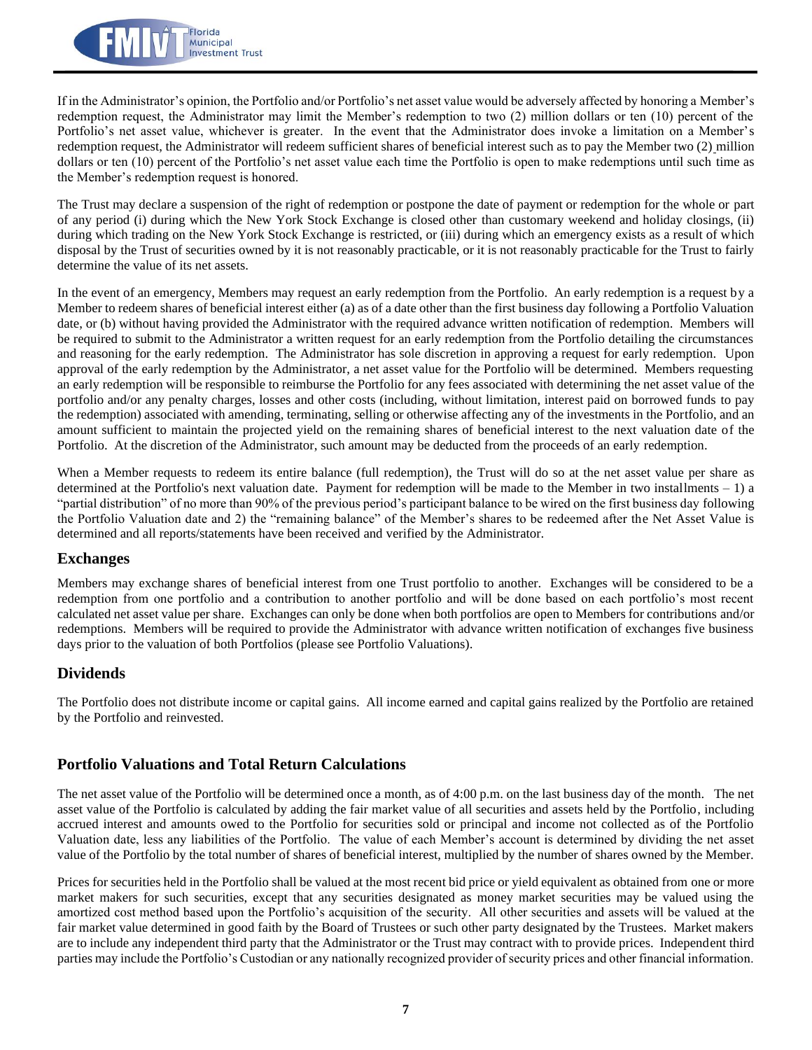If in the Administrator's opinion, the Portfolio and/or Portfolio's net asset value would be adversely affected by honoring a Member's redemption request, the Administrator may limit the Member's redemption to two (2) million dollars or ten (10) percent of the Portfolio's net asset value, whichever is greater. In the event that the Administrator does invoke a limitation on a Member's redemption request, the Administrator will redeem sufficient shares of beneficial interest such as to pay the Member two (2) million dollars or ten (10) percent of the Portfolio's net asset value each time the Portfolio is open to make redemptions until such time as the Member's redemption request is honored.

The Trust may declare a suspension of the right of redemption or postpone the date of payment or redemption for the whole or part of any period (i) during which the New York Stock Exchange is closed other than customary weekend and holiday closings, (ii) during which trading on the New York Stock Exchange is restricted, or (iii) during which an emergency exists as a result of which disposal by the Trust of securities owned by it is not reasonably practicable, or it is not reasonably practicable for the Trust to fairly determine the value of its net assets.

In the event of an emergency, Members may request an early redemption from the Portfolio. An early redemption is a request by a Member to redeem shares of beneficial interest either (a) as of a date other than the first business day following a Portfolio Valuation date, or (b) without having provided the Administrator with the required advance written notification of redemption. Members will be required to submit to the Administrator a written request for an early redemption from the Portfolio detailing the circumstances and reasoning for the early redemption. The Administrator has sole discretion in approving a request for early redemption. Upon approval of the early redemption by the Administrator, a net asset value for the Portfolio will be determined. Members requesting an early redemption will be responsible to reimburse the Portfolio for any fees associated with determining the net asset value of the portfolio and/or any penalty charges, losses and other costs (including, without limitation, interest paid on borrowed funds to pay the redemption) associated with amending, terminating, selling or otherwise affecting any of the investments in the Portfolio, and an amount sufficient to maintain the projected yield on the remaining shares of beneficial interest to the next valuation date of the Portfolio. At the discretion of the Administrator, such amount may be deducted from the proceeds of an early redemption.

When a Member requests to redeem its entire balance (full redemption), the Trust will do so at the net asset value per share as determined at the Portfolio's next valuation date. Payment for redemption will be made to the Member in two installments – 1) a "partial distribution" of no more than 90% of the previous period's participant balance to be wired on the first business day following the Portfolio Valuation date and 2) the "remaining balance" of the Member's shares to be redeemed after the Net Asset Value is determined and all reports/statements have been received and verified by the Administrator.

## Exchanges

Members may exchange shares of beneficial interest from one Trust portfolio to another. Exchanges will be considered to be a redemption from one portfolio and a contribution to another portfolio and will be done based on each portfolio's most recent calculated net asset value per share. Exchanges can only be done when both portfolios are open to Members for contributions and/or redemptions. Members will be required to provide the Administrator with advance written notification of exchanges five business days prior to the valuation of both Portfolios (please see Portfolio Valuations).

## Dividends

The Portfolio does not distribute income or capital gains. All income earned and capital gains realized by the Portfolio are retained by the Portfolio and reinvested.

## Portfolio Valuations and Total Return Calculations

The net asset value of the Portfolio will be determined once a month, as of 4:00 p.m. on the last business day of the month. The net asset value of the Portfolio is calculated by adding the fair market value of all securities and assets held by the Portfolio, including accrued interest and amounts owed to the Portfolio for securities sold or principal and income not collected as of the Portfolio Valuation date, less any liabilities of the Portfolio. The value of each Member's account is determined by dividing the net asset value of the Portfolio by the total number of shares of beneficial interest, multiplied by the number of shares owned by the Member.

Prices for securities held in the Portfolio shall be valued at the most recent bid price or yield equivalent as obtained from one or more market makers for such securities, except that any securities designated as money market securities may be valued using the amortized cost method based upon the Portfolio's acquisition of the security. All other securities and assets will be valued at the fair market value determined in good faith by the Board of Trustees or such other party designated by the Trustees. Market makers are to include any independent third party that the Administrator or the Trust may contract with to provide prices. Independent third parties may include the Portfolio's Custodian or any nationally recognized provider of security prices and other financial information.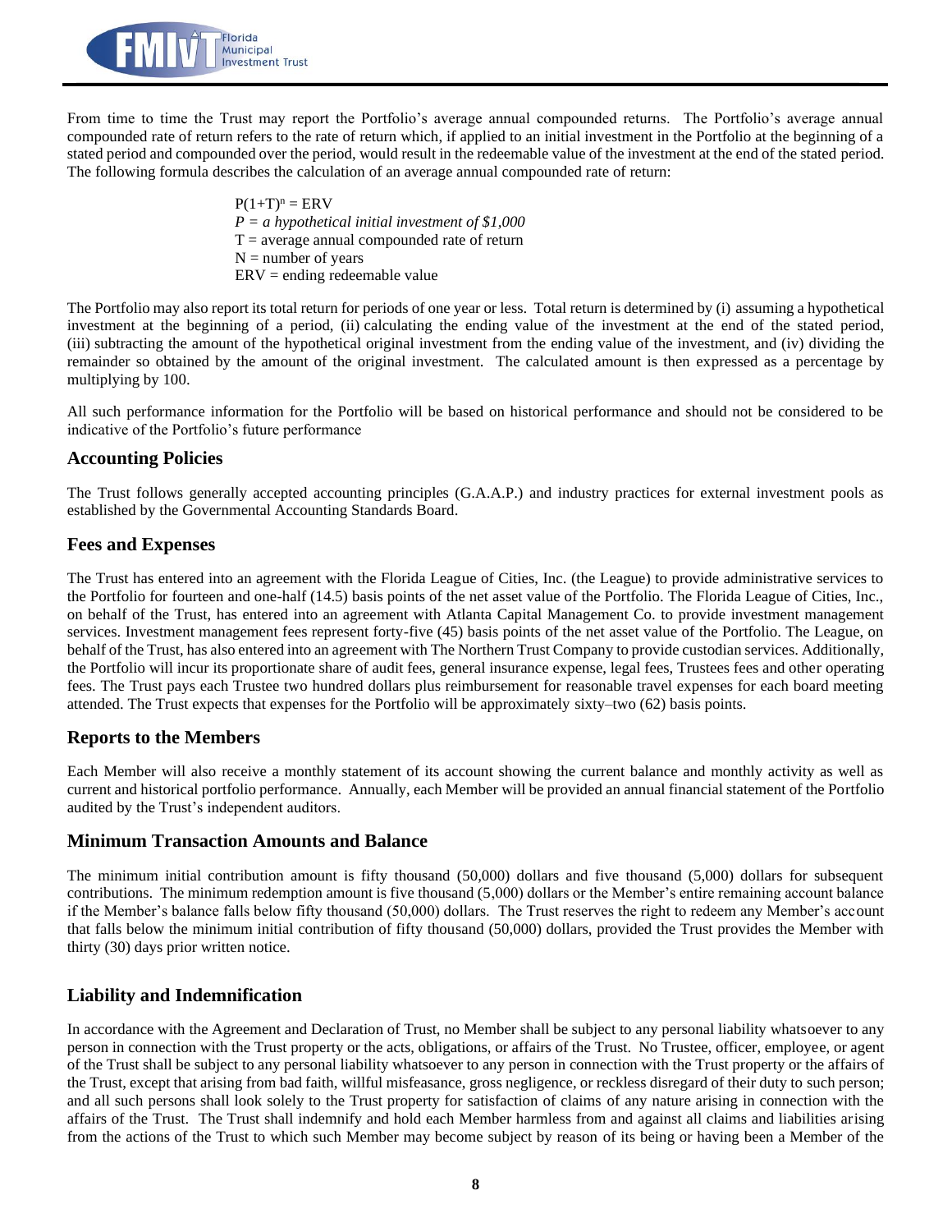From time to time the Trust may report the Portfolio's average annual compounded returns. The Portfolio's average annual compounded rate of return refers to the rate of return which, if applied to an initial investment in the Portfolio at the beginning of a stated period and compounded over the period, would result in the redeemable value of the investment at the end of the stated period. The following formula describes the calculation of an average annual compounded rate of return:

$P(1+T)^n = ERV$
*P = a hypothetical initial investment of $1,000*
T = average annual compounded rate of return
N = number of years
ERV = ending redeemable value

The Portfolio may also report its total return for periods of one year or less. Total return is determined by (i) assuming a hypothetical investment at the beginning of a period, (ii) calculating the ending value of the investment at the end of the stated period, (iii) subtracting the amount of the hypothetical original investment from the ending value of the investment, and (iv) dividing the remainder so obtained by the amount of the original investment. The calculated amount is then expressed as a percentage by multiplying by 100.

All such performance information for the Portfolio will be based on historical performance and should not be considered to be indicative of the Portfolio's future performance

## Accounting Policies

The Trust follows generally accepted accounting principles (G.A.A.P.) and industry practices for external investment pools as established by the Governmental Accounting Standards Board.

## Fees and Expenses

The Trust has entered into an agreement with the Florida League of Cities, Inc. (the League) to provide administrative services to the Portfolio for fourteen and one-half (14.5) basis points of the net asset value of the Portfolio. The Florida League of Cities, Inc., on behalf of the Trust, has entered into an agreement with Atlanta Capital Management Co. to provide investment management services. Investment management fees represent forty-five (45) basis points of the net asset value of the Portfolio. The League, on behalf of the Trust, has also entered into an agreement with The Northern Trust Company to provide custodian services. Additionally, the Portfolio will incur its proportionate share of audit fees, general insurance expense, legal fees, Trustees fees and other operating fees. The Trust pays each Trustee two hundred dollars plus reimbursement for reasonable travel expenses for each board meeting attended. The Trust expects that expenses for the Portfolio will be approximately sixty–two (62) basis points.

## Reports to the Members

Each Member will also receive a monthly statement of its account showing the current balance and monthly activity as well as current and historical portfolio performance. Annually, each Member will be provided an annual financial statement of the Portfolio audited by the Trust's independent auditors.

## Minimum Transaction Amounts and Balance

The minimum initial contribution amount is fifty thousand (50,000) dollars and five thousand (5,000) dollars for subsequent contributions. The minimum redemption amount is five thousand (5,000) dollars or the Member's entire remaining account balance if the Member's balance falls below fifty thousand (50,000) dollars. The Trust reserves the right to redeem any Member's account that falls below the minimum initial contribution of fifty thousand (50,000) dollars, provided the Trust provides the Member with thirty (30) days prior written notice.

## Liability and Indemnification

In accordance with the Agreement and Declaration of Trust, no Member shall be subject to any personal liability whatsoever to any person in connection with the Trust property or the acts, obligations, or affairs of the Trust. No Trustee, officer, employee, or agent of the Trust shall be subject to any personal liability whatsoever to any person in connection with the Trust property or the affairs of the Trust, except that arising from bad faith, willful misfeasance, gross negligence, or reckless disregard of their duty to such person; and all such persons shall look solely to the Trust property for satisfaction of claims of any nature arising in connection with the affairs of the Trust. The Trust shall indemnify and hold each Member harmless from and against all claims and liabilities arising from the actions of the Trust to which such Member may become subject by reason of its being or having been a Member of the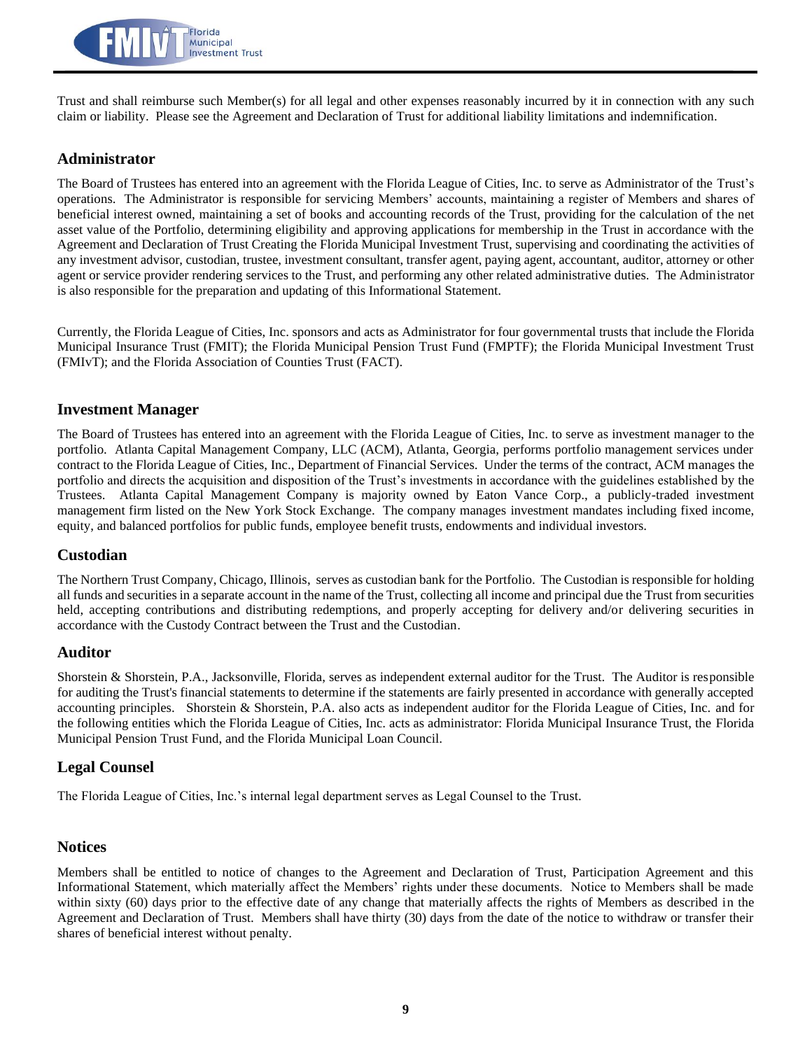Trust and shall reimburse such Member(s) for all legal and other expenses reasonably incurred by it in connection with any such claim or liability. Please see the Agreement and Declaration of Trust for additional liability limitations and indemnification.

## Administrator

The Board of Trustees has entered into an agreement with the Florida League of Cities, Inc. to serve as Administrator of the Trust's operations. The Administrator is responsible for servicing Members' accounts, maintaining a register of Members and shares of beneficial interest owned, maintaining a set of books and accounting records of the Trust, providing for the calculation of the net asset value of the Portfolio, determining eligibility and approving applications for membership in the Trust in accordance with the Agreement and Declaration of Trust Creating the Florida Municipal Investment Trust, supervising and coordinating the activities of any investment advisor, custodian, trustee, investment consultant, transfer agent, paying agent, accountant, auditor, attorney or other agent or service provider rendering services to the Trust, and performing any other related administrative duties. The Administrator is also responsible for the preparation and updating of this Informational Statement.

Currently, the Florida League of Cities, Inc. sponsors and acts as Administrator for four governmental trusts that include the Florida Municipal Insurance Trust (FMIT); the Florida Municipal Pension Trust Fund (FMPTF); the Florida Municipal Investment Trust (FMIvT); and the Florida Association of Counties Trust (FACT).

## Investment Manager

The Board of Trustees has entered into an agreement with the Florida League of Cities, Inc. to serve as investment manager to the portfolio. Atlanta Capital Management Company, LLC (ACM), Atlanta, Georgia, performs portfolio management services under contract to the Florida League of Cities, Inc., Department of Financial Services. Under the terms of the contract, ACM manages the portfolio and directs the acquisition and disposition of the Trust's investments in accordance with the guidelines established by the Trustees. Atlanta Capital Management Company is majority owned by Eaton Vance Corp., a publicly-traded investment management firm listed on the New York Stock Exchange. The company manages investment mandates including fixed income, equity, and balanced portfolios for public funds, employee benefit trusts, endowments and individual investors.

## Custodian

The Northern Trust Company, Chicago, Illinois, serves as custodian bank for the Portfolio. The Custodian is responsible for holding all funds and securities in a separate account in the name of the Trust, collecting all income and principal due the Trust from securities held, accepting contributions and distributing redemptions, and properly accepting for delivery and/or delivering securities in accordance with the Custody Contract between the Trust and the Custodian.

## Auditor

Shorstein & Shorstein, P.A., Jacksonville, Florida, serves as independent external auditor for the Trust. The Auditor is responsible for auditing the Trust's financial statements to determine if the statements are fairly presented in accordance with generally accepted accounting principles. Shorstein & Shorstein, P.A. also acts as independent auditor for the Florida League of Cities, Inc. and for the following entities which the Florida League of Cities, Inc. acts as administrator: Florida Municipal Insurance Trust, the Florida Municipal Pension Trust Fund, and the Florida Municipal Loan Council.

## Legal Counsel

The Florida League of Cities, Inc.'s internal legal department serves as Legal Counsel to the Trust.

## Notices

Members shall be entitled to notice of changes to the Agreement and Declaration of Trust, Participation Agreement and this Informational Statement, which materially affect the Members' rights under these documents. Notice to Members shall be made within sixty (60) days prior to the effective date of any change that materially affects the rights of Members as described in the Agreement and Declaration of Trust. Members shall have thirty (30) days from the date of the notice to withdraw or transfer their shares of beneficial interest without penalty.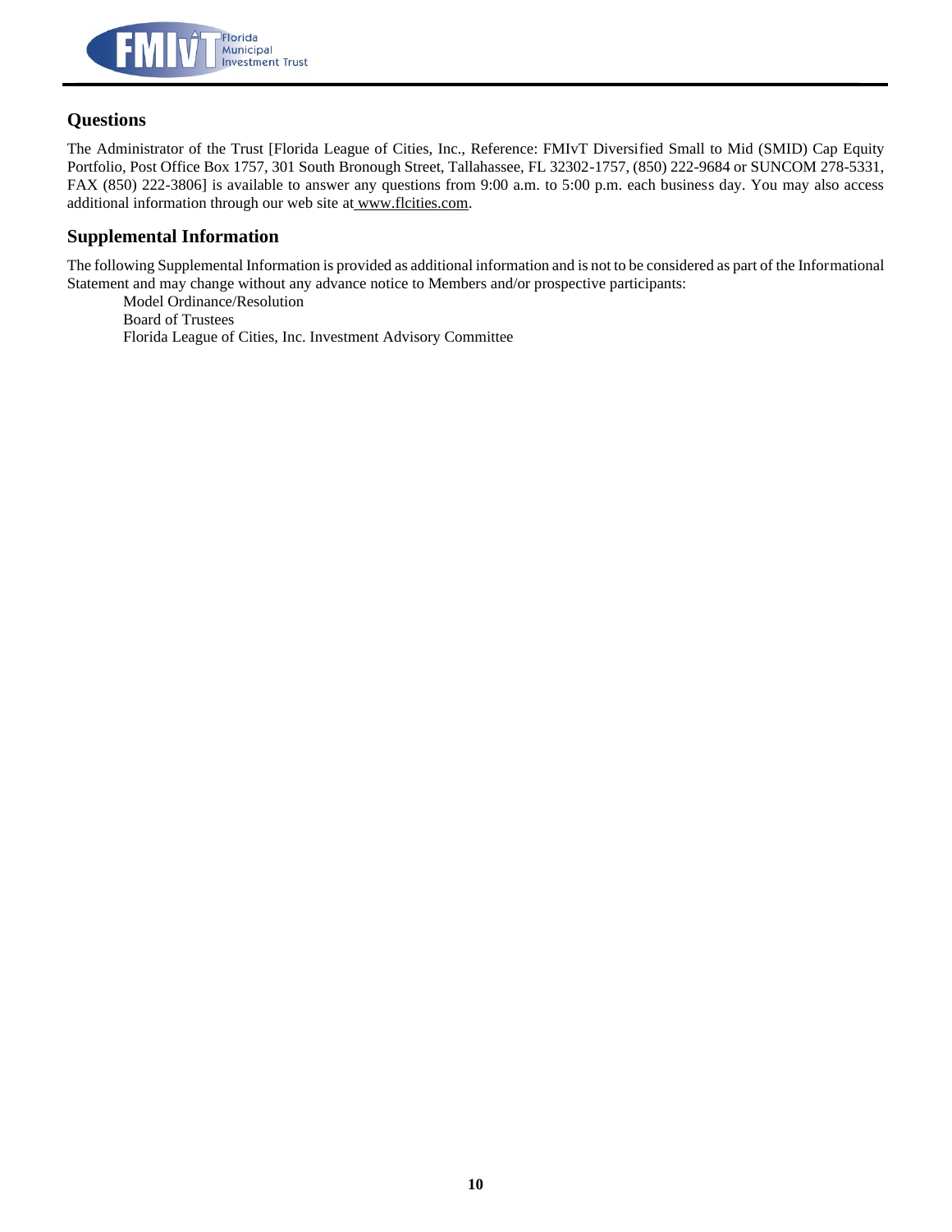## Questions

The Administrator of the Trust [Florida League of Cities, Inc., Reference: FMIvT Diversified Small to Mid (SMID) Cap Equity Portfolio, Post Office Box 1757, 301 South Bronough Street, Tallahassee, FL 32302-1757, (850) 222-9684 or SUNCOM 278-5331, FAX (850) 222-3806] is available to answer any questions from 9:00 a.m. to 5:00 p.m. each business day. You may also access additional information through our web site at www.flcities.com.

## Supplemental Information

The following Supplemental Information is provided as additional information and is not to be considered as part of the Informational Statement and may change without any advance notice to Members and/or prospective participants:

Model Ordinance/Resolution
Board of Trustees
Florida League of Cities, Inc. Investment Advisory Committee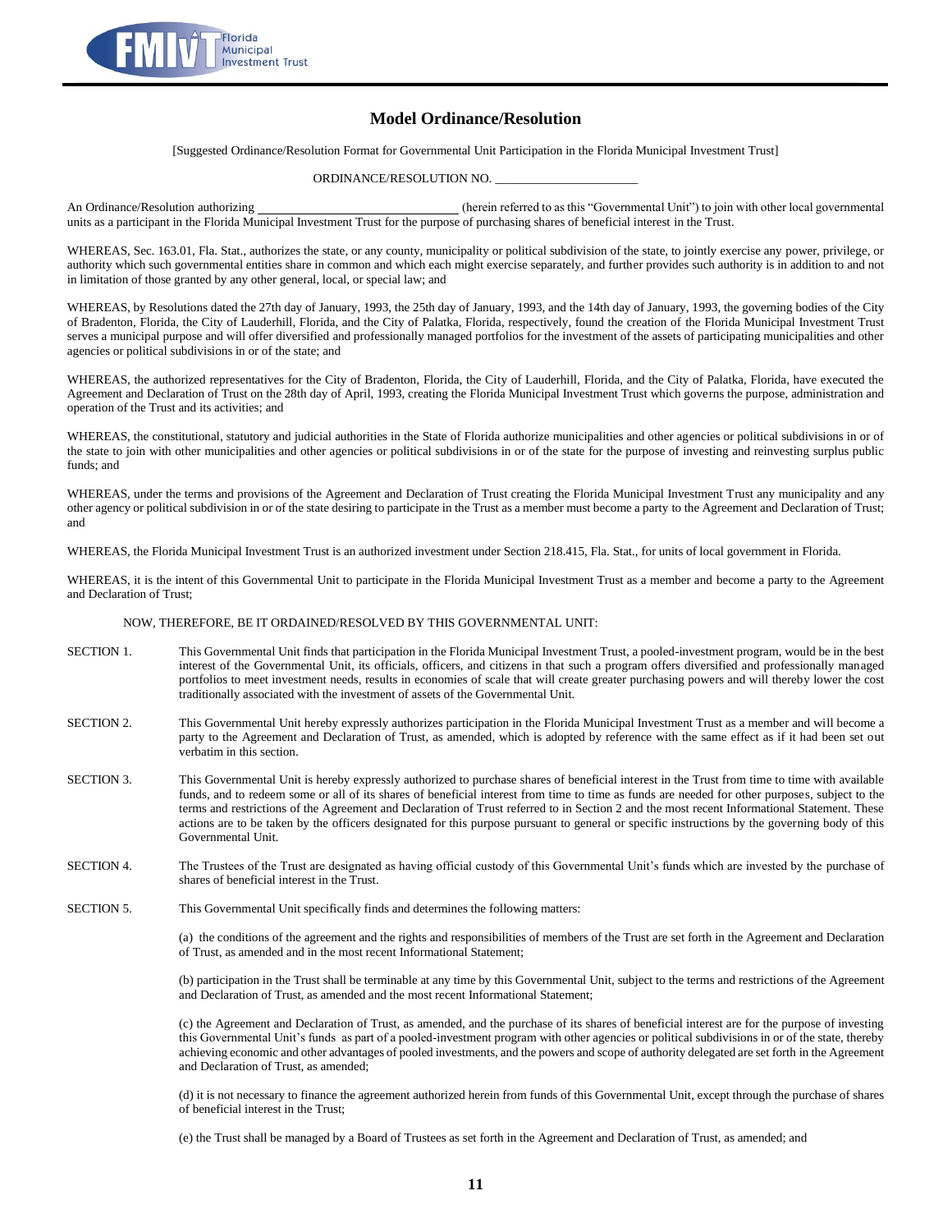# Model Ordinance/Resolution

[Suggested Ordinance/Resolution Format for Governmental Unit Participation in the Florida Municipal Investment Trust]

ORDINANCE/RESOLUTION NO. \_\_\_\_\_\_\_\_\_\_\_\_\_\_\_\_\_\_\_\_\_\_

An Ordinance/Resolution authorizing \_\_\_\_\_\_\_\_\_\_\_\_\_\_\_\_\_\_\_\_\_\_\_\_\_\_\_\_\_\_\_ (herein referred to as this "Governmental Unit") to join with other local governmental units as a participant in the Florida Municipal Investment Trust for the purpose of purchasing shares of beneficial interest in the Trust.

WHEREAS, Sec. 163.01, Fla. Stat., authorizes the state, or any county, municipality or political subdivision of the state, to jointly exercise any power, privilege, or authority which such governmental entities share in common and which each might exercise separately, and further provides such authority is in addition to and not in limitation of those granted by any other general, local, or special law; and

WHEREAS, by Resolutions dated the 27th day of January, 1993, the 25th day of January, 1993, and the 14th day of January, 1993, the governing bodies of the City of Bradenton, Florida, the City of Lauderhill, Florida, and the City of Palatka, Florida, respectively, found the creation of the Florida Municipal Investment Trust serves a municipal purpose and will offer diversified and professionally managed portfolios for the investment of the assets of participating municipalities and other agencies or political subdivisions in or of the state; and

WHEREAS, the authorized representatives for the City of Bradenton, Florida, the City of Lauderhill, Florida, and the City of Palatka, Florida, have executed the Agreement and Declaration of Trust on the 28th day of April, 1993, creating the Florida Municipal Investment Trust which governs the purpose, administration and operation of the Trust and its activities; and

WHEREAS, the constitutional, statutory and judicial authorities in the State of Florida authorize municipalities and other agencies or political subdivisions in or of the state to join with other municipalities and other agencies or political subdivisions in or of the state for the purpose of investing and reinvesting surplus public funds; and

WHEREAS, under the terms and provisions of the Agreement and Declaration of Trust creating the Florida Municipal Investment Trust any municipality and any other agency or political subdivision in or of the state desiring to participate in the Trust as a member must become a party to the Agreement and Declaration of Trust; and

WHEREAS, the Florida Municipal Investment Trust is an authorized investment under Section 218.415, Fla. Stat., for units of local government in Florida.

WHEREAS, it is the intent of this Governmental Unit to participate in the Florida Municipal Investment Trust as a member and become a party to the Agreement and Declaration of Trust;

NOW, THEREFORE, BE IT ORDAINED/RESOLVED BY THIS GOVERNMENTAL UNIT:

SECTION 1. This Governmental Unit finds that participation in the Florida Municipal Investment Trust, a pooled-investment program, would be in the best interest of the Governmental Unit, its officials, officers, and citizens in that such a program offers diversified and professionally managed portfolios to meet investment needs, results in economies of scale that will create greater purchasing powers and will thereby lower the cost traditionally associated with the investment of assets of the Governmental Unit.

SECTION 2. This Governmental Unit hereby expressly authorizes participation in the Florida Municipal Investment Trust as a member and will become a party to the Agreement and Declaration of Trust, as amended, which is adopted by reference with the same effect as if it had been set out verbatim in this section.

SECTION 3. This Governmental Unit is hereby expressly authorized to purchase shares of beneficial interest in the Trust from time to time with available funds, and to redeem some or all of its shares of beneficial interest from time to time as funds are needed for other purposes, subject to the terms and restrictions of the Agreement and Declaration of Trust referred to in Section 2 and the most recent Informational Statement. These actions are to be taken by the officers designated for this purpose pursuant to general or specific instructions by the governing body of this Governmental Unit.

SECTION 4. The Trustees of the Trust are designated as having official custody of this Governmental Unit's funds which are invested by the purchase of shares of beneficial interest in the Trust.

SECTION 5. This Governmental Unit specifically finds and determines the following matters:

(a) the conditions of the agreement and the rights and responsibilities of members of the Trust are set forth in the Agreement and Declaration of Trust, as amended and in the most recent Informational Statement;

(b) participation in the Trust shall be terminable at any time by this Governmental Unit, subject to the terms and restrictions of the Agreement and Declaration of Trust, as amended and the most recent Informational Statement;

(c) the Agreement and Declaration of Trust, as amended, and the purchase of its shares of beneficial interest are for the purpose of investing this Governmental Unit's funds as part of a pooled-investment program with other agencies or political subdivisions in or of the state, thereby achieving economic and other advantages of pooled investments, and the powers and scope of authority delegated are set forth in the Agreement and Declaration of Trust, as amended;

(d) it is not necessary to finance the agreement authorized herein from funds of this Governmental Unit, except through the purchase of shares of beneficial interest in the Trust;

(e) the Trust shall be managed by a Board of Trustees as set forth in the Agreement and Declaration of Trust, as amended; and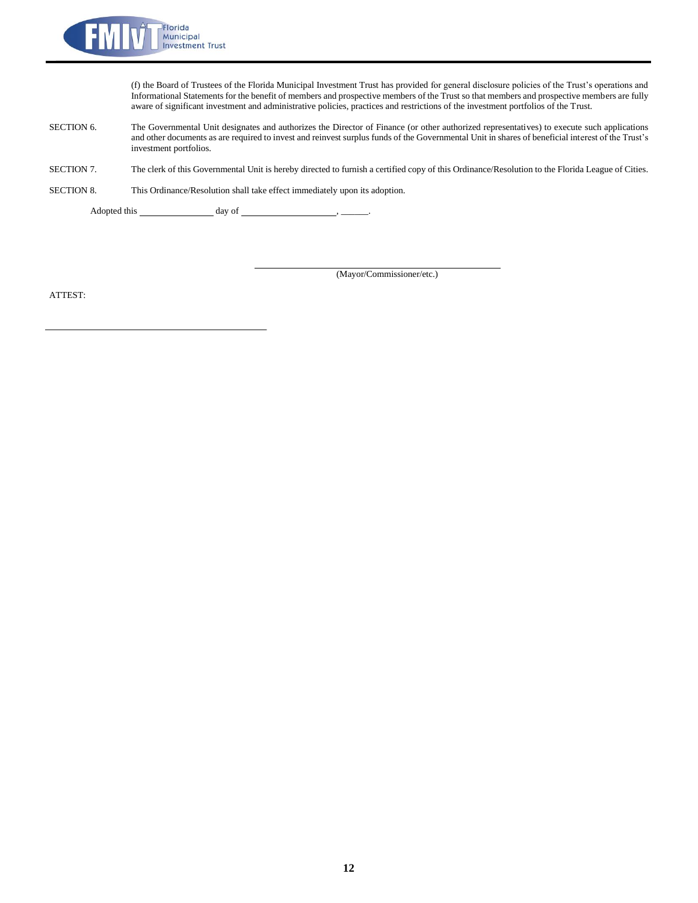(f) the Board of Trustees of the Florida Municipal Investment Trust has provided for general disclosure policies of the Trust's operations and Informational Statements for the benefit of members and prospective members of the Trust so that members and prospective members are fully aware of significant investment and administrative policies, practices and restrictions of the investment portfolios of the Trust.

SECTION 6. The Governmental Unit designates and authorizes the Director of Finance (or other authorized representatives) to execute such applications and other documents as are required to invest and reinvest surplus funds of the Governmental Unit in shares of beneficial interest of the Trust's investment portfolios.

SECTION 7. The clerk of this Governmental Unit is hereby directed to furnish a certified copy of this Ordinance/Resolution to the Florida League of Cities.

SECTION 8. This Ordinance/Resolution shall take effect immediately upon its adoption.

Adopted this ______________ day of ____________________, ______.

______________________________________________
(Mayor/Commissioner/etc.)

ATTEST:

______________________________________________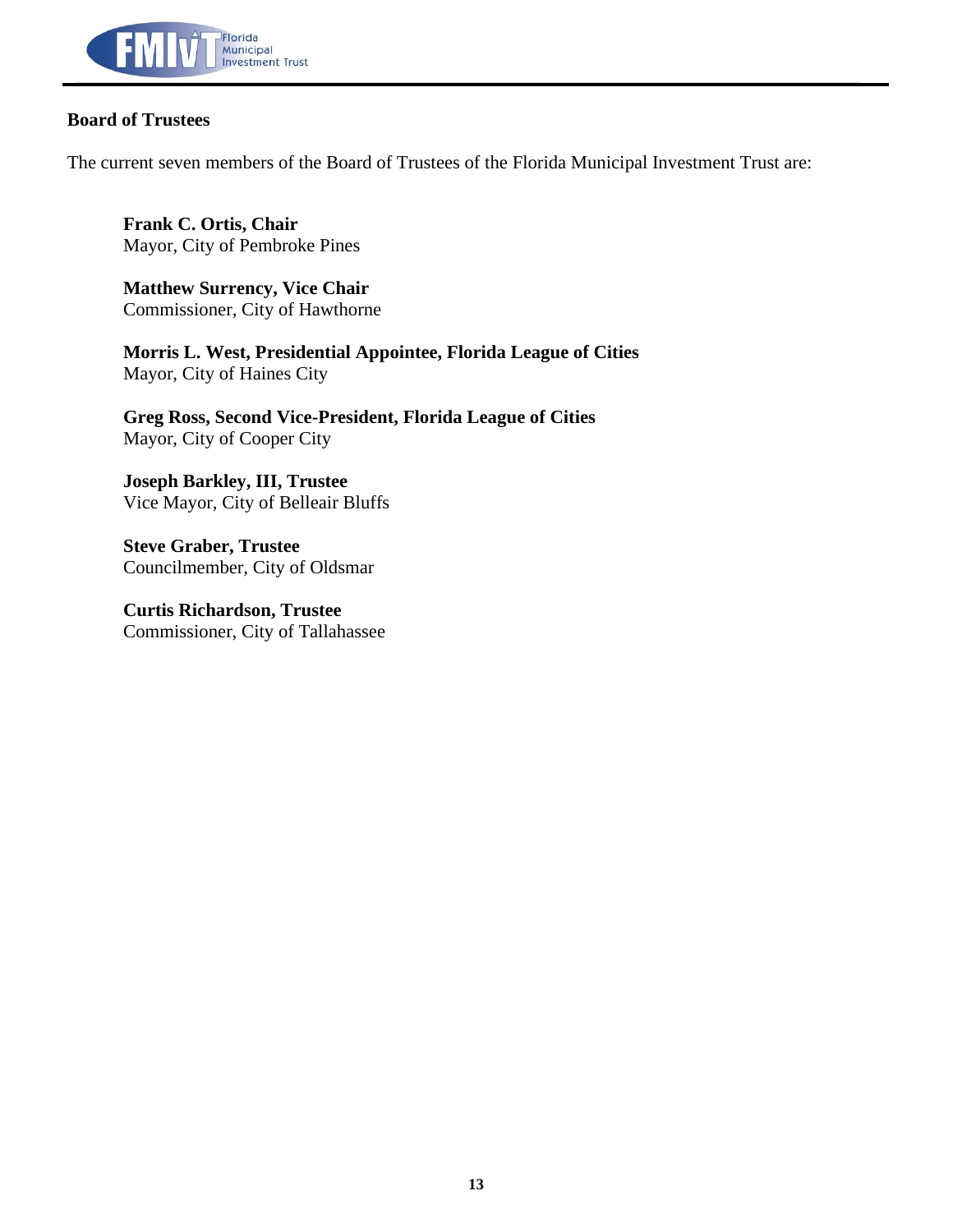## Board of Trustees

The current seven members of the Board of Trustees of the Florida Municipal Investment Trust are:

**Frank C. Ortis, Chair**
Mayor, City of Pembroke Pines

**Matthew Surrency, Vice Chair**
Commissioner, City of Hawthorne

**Morris L. West, Presidential Appointee, Florida League of Cities**
Mayor, City of Haines City

**Greg Ross, Second Vice-President, Florida League of Cities**
Mayor, City of Cooper City

**Joseph Barkley, III, Trustee**
Vice Mayor, City of Belleair Bluffs

**Steve Graber, Trustee**
Councilmember, City of Oldsmar

**Curtis Richardson, Trustee**
Commissioner, City of Tallahassee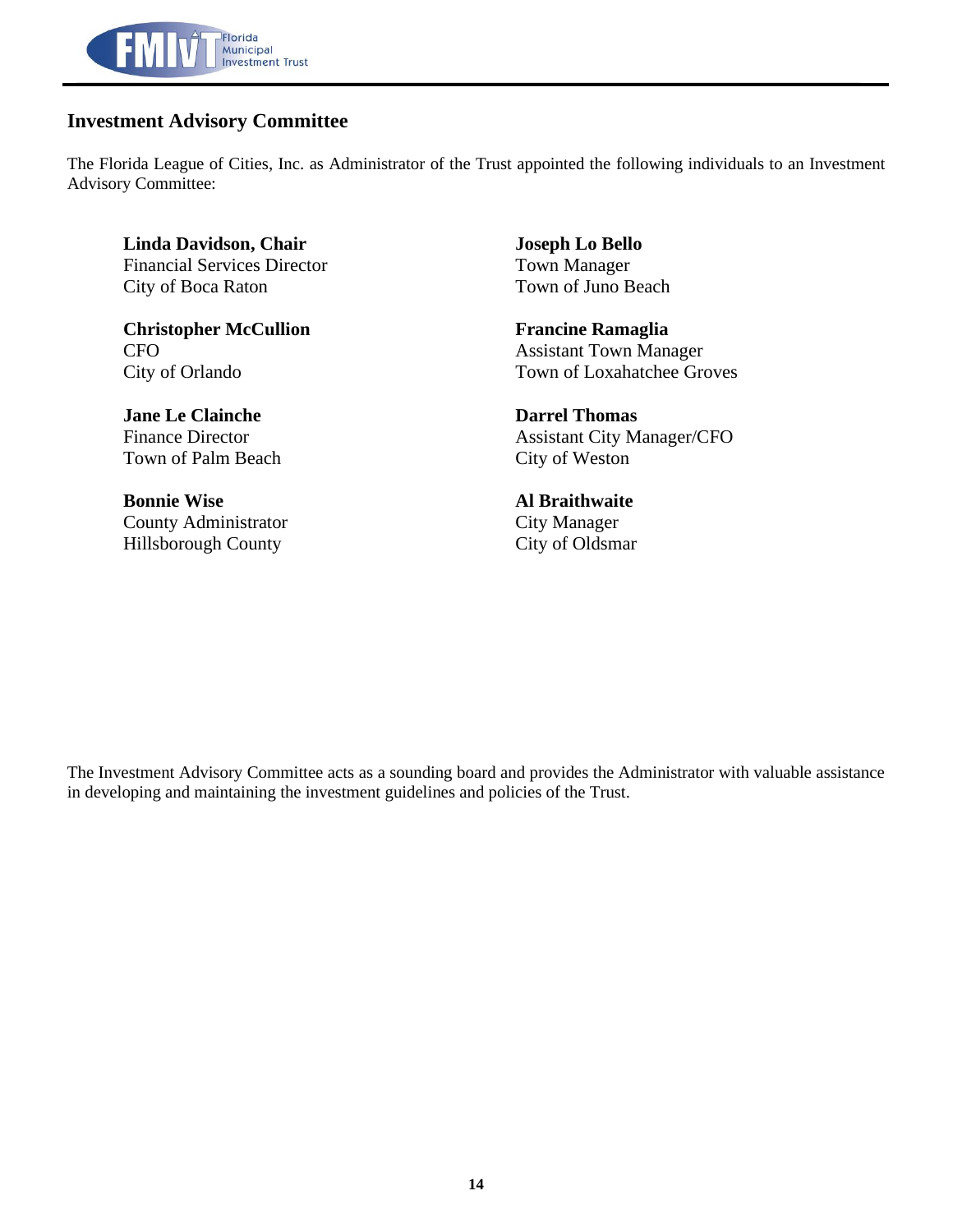## Investment Advisory Committee

The Florida League of Cities, Inc. as Administrator of the Trust appointed the following individuals to an Investment Advisory Committee:

**Linda Davidson, Chair**
Financial Services Director
City of Boca Raton

**Christopher McCullion**
CFO
City of Orlando

**Jane Le Clainche**
Finance Director
Town of Palm Beach

**Bonnie Wise**
County Administrator
Hillsborough County

**Joseph Lo Bello**
Town Manager
Town of Juno Beach

**Francine Ramaglia**
Assistant Town Manager
Town of Loxahatchee Groves

**Darrel Thomas**
Assistant City Manager/CFO
City of Weston

**Al Braithwaite**
City Manager
City of Oldsmar

The Investment Advisory Committee acts as a sounding board and provides the Administrator with valuable assistance in developing and maintaining the investment guidelines and policies of the Trust.